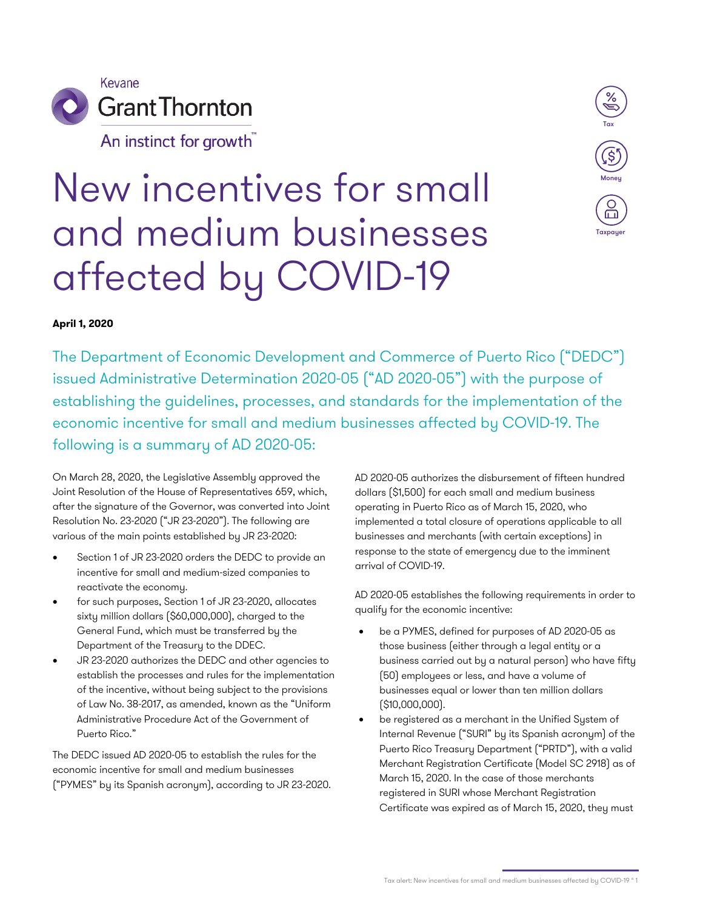Kevane Grant Thornton

An instinct for growth™

# New incentives for small and medium businesses affected by COVID-19

**April 1, 2020**

The Department of Economic Development and Commerce of Puerto Rico ("DEDC") issued Administrative Determination 2020-05 ("AD 2020-05") with the purpose of establishing the guidelines, processes, and standards for the implementation of the economic incentive for small and medium businesses affected by COVID-19. The following is a summary of AD 2020-05:

On March 28, 2020, the Legislative Assembly approved the Joint Resolution of the House of Representatives 659, which, after the signature of the Governor, was converted into Joint Resolution No. 23-2020 ("JR 23-2020"). The following are various of the main points established by JR 23-2020:

- Section 1 of JR 23-2020 orders the DEDC to provide an incentive for small and medium-sized companies to reactivate the economy.
- for such purposes, Section 1 of JR 23-2020, allocates sixty million dollars ($60,000,000), charged to the General Fund, which must be transferred by the Department of the Treasury to the DDEC.
- JR 23-2020 authorizes the DEDC and other agencies to establish the processes and rules for the implementation of the incentive, without being subject to the provisions of Law No. 38-2017, as amended, known as the "Uniform Administrative Procedure Act of the Government of Puerto Rico."

The DEDC issued AD 2020-05 to establish the rules for the economic incentive for small and medium businesses ("PYMES" by its Spanish acronym), according to JR 23-2020.

AD 2020-05 authorizes the disbursement of fifteen hundred dollars ($1,500) for each small and medium business operating in Puerto Rico as of March 15, 2020, who implemented a total closure of operations applicable to all businesses and merchants (with certain exceptions) in response to the state of emergency due to the imminent arrival of COVID-19.

AD 2020-05 establishes the following requirements in order to qualify for the economic incentive:

- be a PYMES, defined for purposes of AD 2020-05 as those business (either through a legal entity or a business carried out by a natural person) who have fifty (50) employees or less, and have a volume of businesses equal or lower than ten million dollars ($10,000,000).
- be registered as a merchant in the Unified System of Internal Revenue ("SURI" by its Spanish acronym) of the Puerto Rico Treasury Department ("PRTD"), with a valid Merchant Registration Certificate (Model SC 2918) as of March 15, 2020. In the case of those merchants registered in SURI whose Merchant Registration Certificate was expired as of March 15, 2020, they must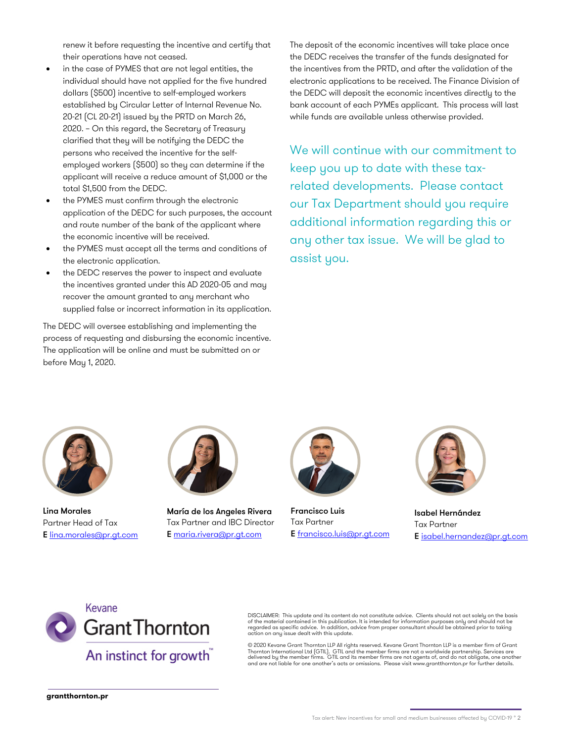renew it before requesting the incentive and certify that their operations have not ceased.

- in the case of PYMES that are not legal entities, the individual should have not applied for the five hundred dollars ($500) incentive to self-employed workers established by Circular Letter of Internal Revenue No. 20-21 (CL 20-21) issued by the PRTD on March 26, 2020. – On this regard, the Secretary of Treasury clarified that they will be notifying the DEDC the persons who received the incentive for the self-employed workers ($500) so they can determine if the applicant will receive a reduce amount of $1,000 or the total $1,500 from the DEDC.
- the PYMES must confirm through the electronic application of the DEDC for such purposes, the account and route number of the bank of the applicant where the economic incentive will be received.
- the PYMES must accept all the terms and conditions of the electronic application.
- the DEDC reserves the power to inspect and evaluate the incentives granted under this AD 2020-05 and may recover the amount granted to any merchant who supplied false or incorrect information in its application.

The DEDC will oversee establishing and implementing the process of requesting and disbursing the economic incentive. The application will be online and must be submitted on or before May 1, 2020.

The deposit of the economic incentives will take place once the DEDC receives the transfer of the funds designated for the incentives from the PRTD, and after the validation of the electronic applications to be received. The Finance Division of the DEDC will deposit the economic incentives directly to the bank account of each PYMEs applicant. This process will last while funds are available unless otherwise provided.

We will continue with our commitment to keep you up to date with these tax-related developments. Please contact our Tax Department should you require additional information regarding this or any other tax issue. We will be glad to assist you.

**Lina Morales**
Partner Head of Tax
**E** lina.morales@pr.gt.com

**María de los Angeles Rivera**
Tax Partner and IBC Director
**E** maria.rivera@pr.gt.com

**Francisco Luis**
Tax Partner
**E** francisco.luis@pr.gt.com

**Isabel Hernández**
Tax Partner
**E** isabel.hernandez@pr.gt.com

Kevane Grant Thornton
An instinct for growth™

DISCLAIMER: This update and its content do not constitute advice. Clients should not act solely on the basis of the material contained in this publication. It is intended for information purposes only and should not be regarded as specific advice. In addition, advice from proper consultant should be obtained prior to taking action on any issue dealt with this update.

© 2020 Kevane Grant Thornton LLP All rights reserved. Kevane Grant Thornton LLP is a member firm of Grant Thornton International Ltd (GTIL). GTIL and the member firms are not a worldwide partnership. Services are delivered by the member firms. GTIL and its member firms are not agents of, and do not obligate, one another and are not liable for one another's acts or omissions. Please visit www.grantthornton.pr for further details.

**grantthornton.pr**